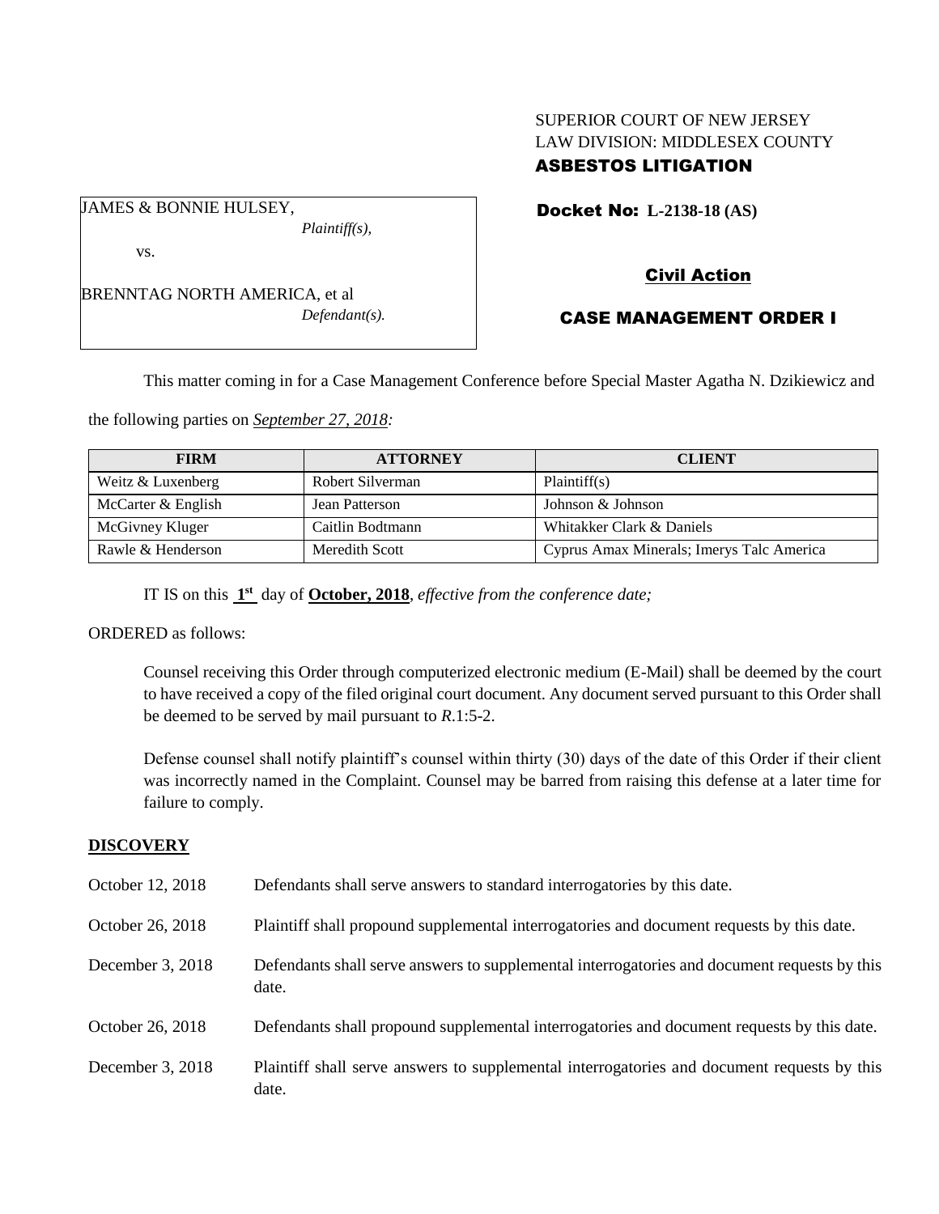SUPERIOR COURT OF NEW JERSEY
LAW DIVISION: MIDDLESEX COUNTY
**ASBESTOS LITIGATION**

JAMES & BONNIE HULSEY,
*Plaintiff(s),*

vs.

BRENNTAG NORTH AMERICA, et al
*Defendant(s).*

**Docket No: L-2138-18 (AS)**

**Civil Action**

**CASE MANAGEMENT ORDER I**

This matter coming in for a Case Management Conference before Special Master Agatha N. Dzikiewicz and the following parties on *September 27, 2018:*

| FIRM | ATTORNEY | CLIENT |
|---|---|---|
| Weitz & Luxenberg | Robert Silverman | Plaintiff(s) |
| McCarter & English | Jean Patterson | Johnson & Johnson |
| McGivney Kluger | Caitlin Bodtmann | Whitakker Clark & Daniels |
| Rawle & Henderson | Meredith Scott | Cyprus Amax Minerals; Imerys Talc America |

IT IS on this **1st** day of **October, 2018**, *effective from the conference date;*

ORDERED as follows:

Counsel receiving this Order through computerized electronic medium (E-Mail) shall be deemed by the court to have received a copy of the filed original court document. Any document served pursuant to this Order shall be deemed to be served by mail pursuant to *R*.1:5-2.

Defense counsel shall notify plaintiff's counsel within thirty (30) days of the date of this Order if their client was incorrectly named in the Complaint. Counsel may be barred from raising this defense at a later time for failure to comply.

## DISCOVERY

| | |
|---|---|
| October 12, 2018 | Defendants shall serve answers to standard interrogatories by this date. |
| October 26, 2018 | Plaintiff shall propound supplemental interrogatories and document requests by this date. |
| December 3, 2018 | Defendants shall serve answers to supplemental interrogatories and document requests by this date. |
| October 26, 2018 | Defendants shall propound supplemental interrogatories and document requests by this date. |
| December 3, 2018 | Plaintiff shall serve answers to supplemental interrogatories and document requests by this date. |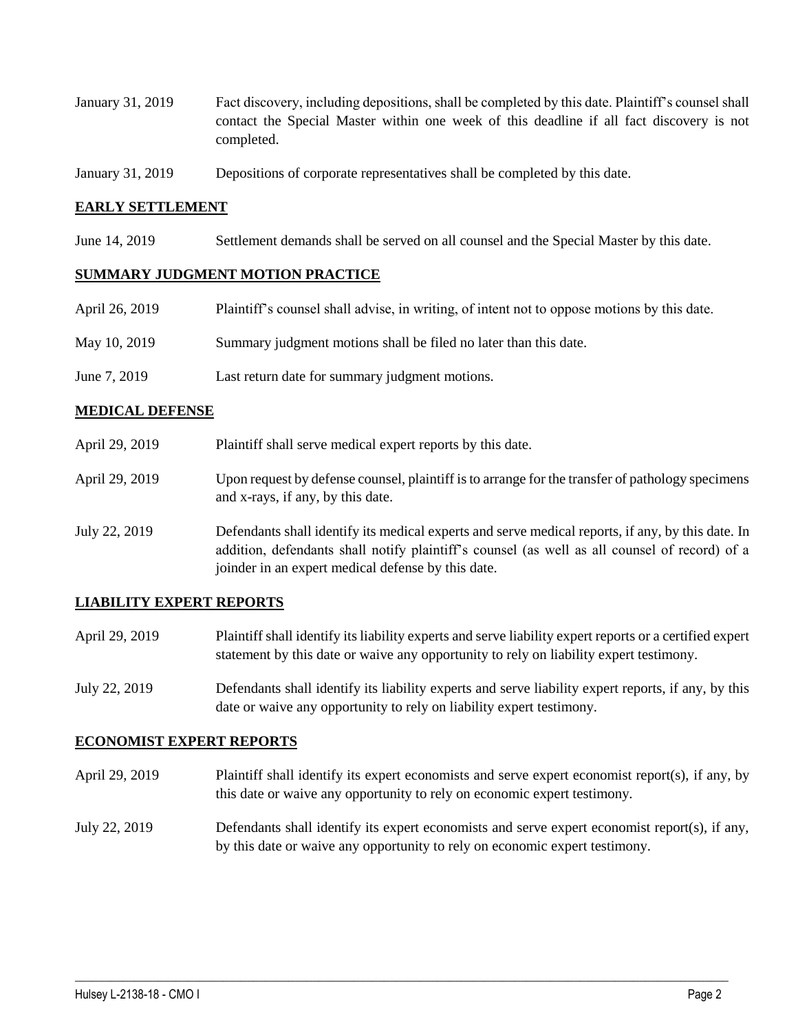| | |
|---|---|
| January 31, 2019 | Fact discovery, including depositions, shall be completed by this date. Plaintiff's counsel shall contact the Special Master within one week of this deadline if all fact discovery is not completed. |
| January 31, 2019 | Depositions of corporate representatives shall be completed by this date. |

**EARLY SETTLEMENT**

| | |
|---|---|
| June 14, 2019 | Settlement demands shall be served on all counsel and the Special Master by this date. |

**SUMMARY JUDGMENT MOTION PRACTICE**

| | |
|---|---|
| April 26, 2019 | Plaintiff's counsel shall advise, in writing, of intent not to oppose motions by this date. |
| May 10, 2019 | Summary judgment motions shall be filed no later than this date. |
| June 7, 2019 | Last return date for summary judgment motions. |

**MEDICAL DEFENSE**

| | |
|---|---|
| April 29, 2019 | Plaintiff shall serve medical expert reports by this date. |
| April 29, 2019 | Upon request by defense counsel, plaintiff is to arrange for the transfer of pathology specimens and x-rays, if any, by this date. |
| July 22, 2019 | Defendants shall identify its medical experts and serve medical reports, if any, by this date. In addition, defendants shall notify plaintiff's counsel (as well as all counsel of record) of a joinder in an expert medical defense by this date. |

**LIABILITY EXPERT REPORTS**

| | |
|---|---|
| April 29, 2019 | Plaintiff shall identify its liability experts and serve liability expert reports or a certified expert statement by this date or waive any opportunity to rely on liability expert testimony. |
| July 22, 2019 | Defendants shall identify its liability experts and serve liability expert reports, if any, by this date or waive any opportunity to rely on liability expert testimony. |

**ECONOMIST EXPERT REPORTS**

| | |
|---|---|
| April 29, 2019 | Plaintiff shall identify its expert economists and serve expert economist report(s), if any, by this date or waive any opportunity to rely on economic expert testimony. |
| July 22, 2019 | Defendants shall identify its expert economists and serve expert economist report(s), if any, by this date or waive any opportunity to rely on economic expert testimony. |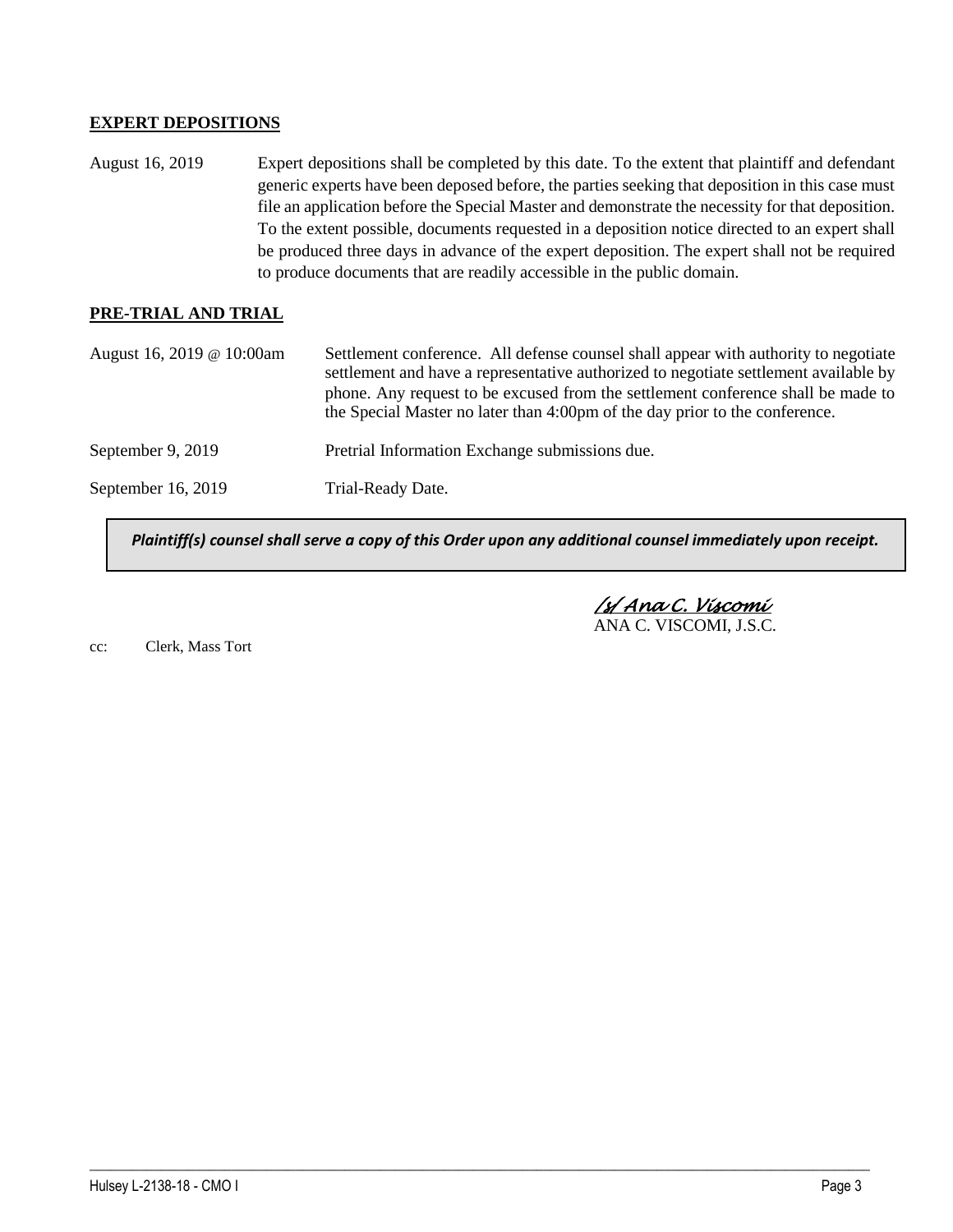**EXPERT DEPOSITIONS**

| | |
|---|---|
| August 16, 2019 | Expert depositions shall be completed by this date. To the extent that plaintiff and defendant generic experts have been deposed before, the parties seeking that deposition in this case must file an application before the Special Master and demonstrate the necessity for that deposition. To the extent possible, documents requested in a deposition notice directed to an expert shall be produced three days in advance of the expert deposition. The expert shall not be required to produce documents that are readily accessible in the public domain. |

**PRE-TRIAL AND TRIAL**

| | |
|---|---|
| August 16, 2019 @ 10:00am | Settlement conference. All defense counsel shall appear with authority to negotiate settlement and have a representative authorized to negotiate settlement available by phone. Any request to be excused from the settlement conference shall be made to the Special Master no later than 4:00pm of the day prior to the conference. |
| September 9, 2019 | Pretrial Information Exchange submissions due. |
| September 16, 2019 | Trial-Ready Date. |

***Plaintiff(s) counsel shall serve a copy of this Order upon any additional counsel immediately upon receipt.***

*/s/ Ana C. Viscomi*
ANA C. VISCOMI, J.S.C.

cc: Clerk, Mass Tort